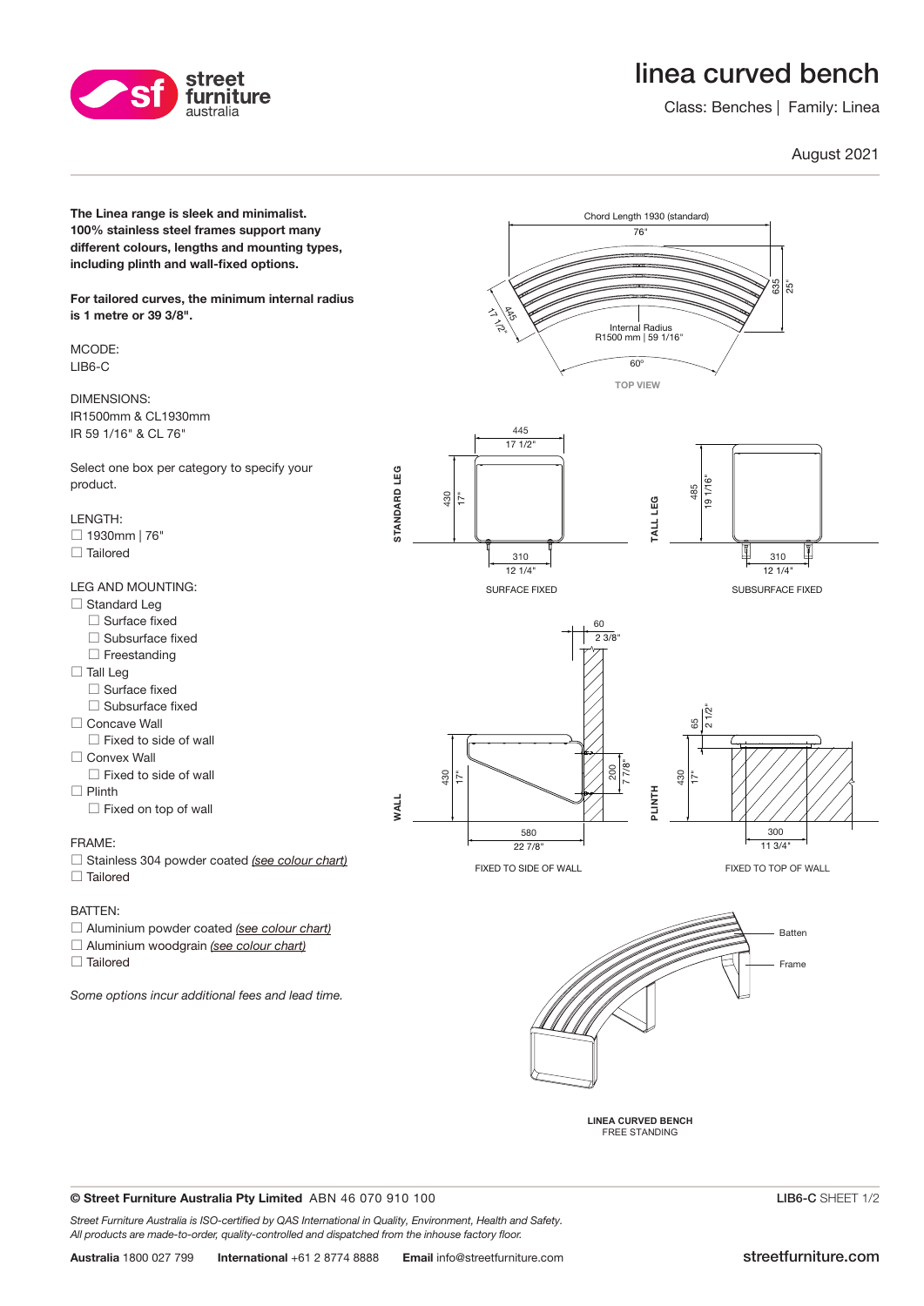# linea curved bench

Class: Benches | Family: Linea

August 2021

**The Linea range is sleek and minimalist. 100% stainless steel frames support many different colours, lengths and mounting types, including plinth and wall-fixed options.**

**For tailored curves, the minimum internal radius is 1 metre or 39 3/8".**

MCODE:
LIB6-C

DIMENSIONS:
IR1500mm & CL1930mm
IR 59 1/16" & CL 76"

Select one box per category to specify your product.

LENGTH:
- ☐ 1930mm | 76"
- ☐ Tailored

LEG AND MOUNTING:
- ☐ Standard Leg
  - ☐ Surface fixed
  - ☐ Subsurface fixed
  - ☐ Freestanding
- ☐ Tall Leg
  - ☐ Surface fixed
  - ☐ Subsurface fixed
- ☐ Concave Wall
  - ☐ Fixed to side of wall
- ☐ Convex Wall
  - ☐ Fixed to side of wall
- ☐ Plinth
  - ☐ Fixed on top of wall

FRAME:
- ☐ Stainless 304 powder coated *(see colour chart)*
- ☐ Tailored

BATTEN:
- ☐ Aluminium powder coated *(see colour chart)*
- ☐ Aluminium woodgrain *(see colour chart)*
- ☐ Tailored

*Some options incur additional fees and lead time.*

Chord Length 1930 (standard) 76"
445 17 1/2"
635 25"
Internal Radius R1500 mm | 59 1/16"
60°
TOP VIEW

STANDARD LEG
445 17 1/2"
430 17"
310 12 1/4"
SURFACE FIXED

TALL LEG
485 19 1/16"
310 12 1/4"
SUBSURFACE FIXED

WALL
60 2 3/8"
430 17"
200 7 7/8"
580 22 7/8"
FIXED TO SIDE OF WALL

PLINTH
65 2 1/2"
430 17"
300 11 3/4"
FIXED TO TOP OF WALL

Batten
Frame

LINEA CURVED BENCH
FREE STANDING

**© Street Furniture Australia Pty Limited** ABN 46 070 910 100

**LIB6-C** SHEET 1/2

*Street Furniture Australia is ISO-certified by QAS International in Quality, Environment, Health and Safety. All products are made-to-order, quality-controlled and dispatched from the inhouse factory floor.*

**Australia** 1800 027 799 **International** +61 2 8774 8888 **Email** info@streetfurniture.com

streetfurniture.com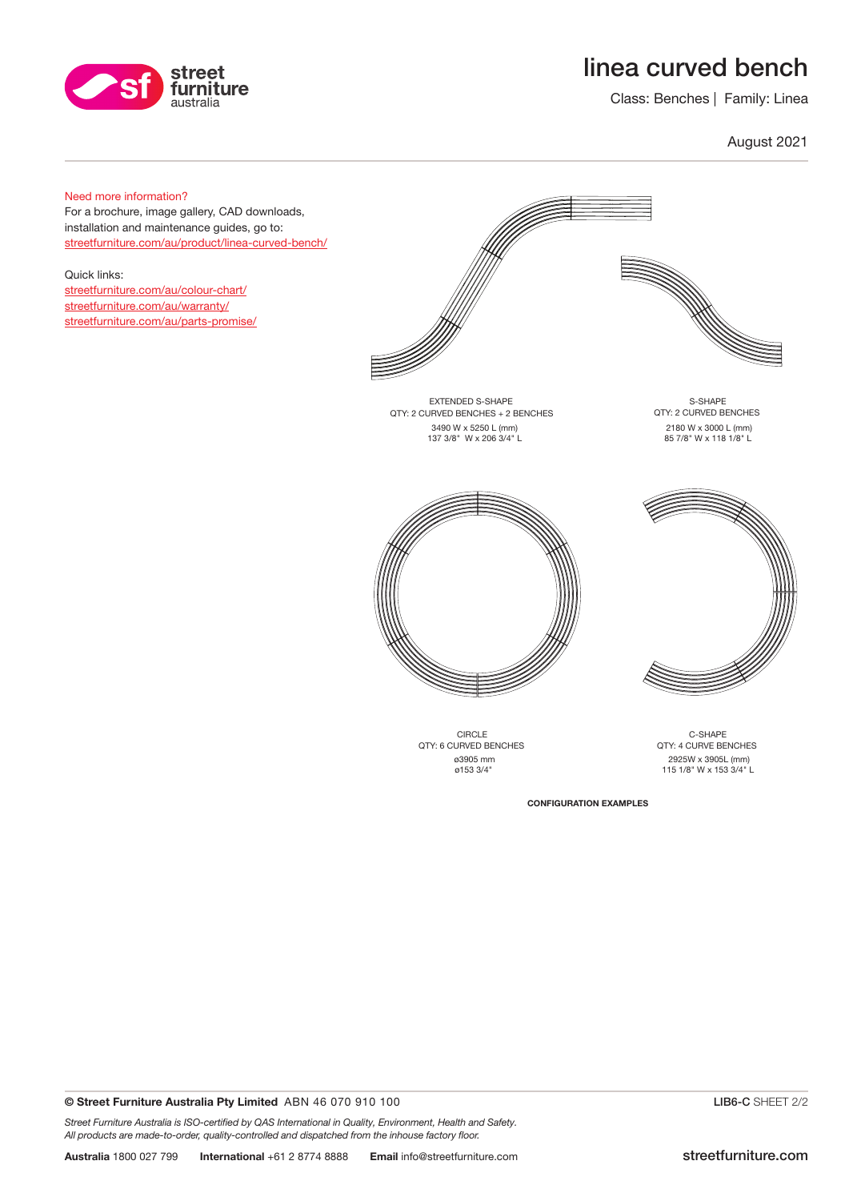# linea curved bench

Class: Benches | Family: Linea

August 2021

Need more information?
For a brochure, image gallery, CAD downloads, installation and maintenance guides, go to:
streetfurniture.com.au/product/linea-curved-bench/

Quick links:
streetfurniture.com.au/colour-chart/
streetfurniture.com.au/warranty/
streetfurniture.com.au/parts-promise/

EXTENDED S-SHAPE
QTY: 2 CURVED BENCHES + 2 BENCHES
3490 W x 5250 L (mm)
137 3/8" W x 206 3/4" L

S-SHAPE
QTY: 2 CURVED BENCHES
2180 W x 3000 L (mm)
85 7/8" W x 118 1/8" L

CIRCLE
QTY: 6 CURVED BENCHES
ø3905 mm
ø153 3/4"

C-SHAPE
QTY: 4 CURVE BENCHES
2925W x 3905L (mm)
115 1/8" W x 153 3/4" L

**CONFIGURATION EXAMPLES**

**© Street Furniture Australia Pty Limited** ABN 46 070 910 100

*Street Furniture Australia is ISO-certified by QAS International in Quality, Environment, Health and Safety.*
*All products are made-to-order, quality-controlled and dispatched from the inhouse factory floor.*

**Australia** 1800 027 799 **International** +61 2 8774 8888 **Email** info@streetfurniture.com

**LIB6-C** SHEET 2/2

streetfurniture.com